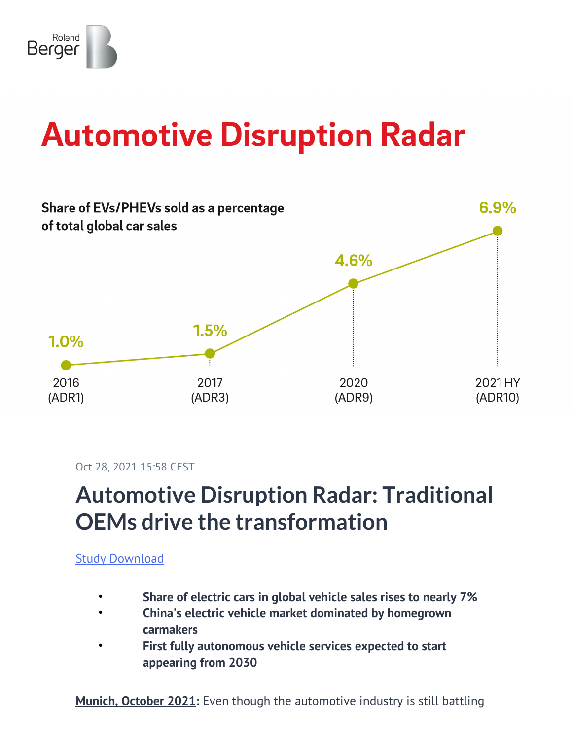Roland Berger

# Automotive Disruption Radar

**Share of EVs/PHEVs sold as a percentage of total global car sales**

| Year | Share |
| --- | --- |
| 2016 (ADR1) | 1.0% |
| 2017 (ADR3) | 1.5% |
| 2020 (ADR9) | 4.6% |
| 2021 HY (ADR10) | 6.9% |

Oct 28, 2021 15:58 CEST

## Automotive Disruption Radar: Traditional OEMs drive the transformation

[Study Download]

- **Share of electric cars in global vehicle sales rises to nearly 7%**
- **China's electric vehicle market dominated by homegrown carmakers**
- **First fully autonomous vehicle services expected to start appearing from 2030**

**Munich, October 2021**: Even though the automotive industry is still battling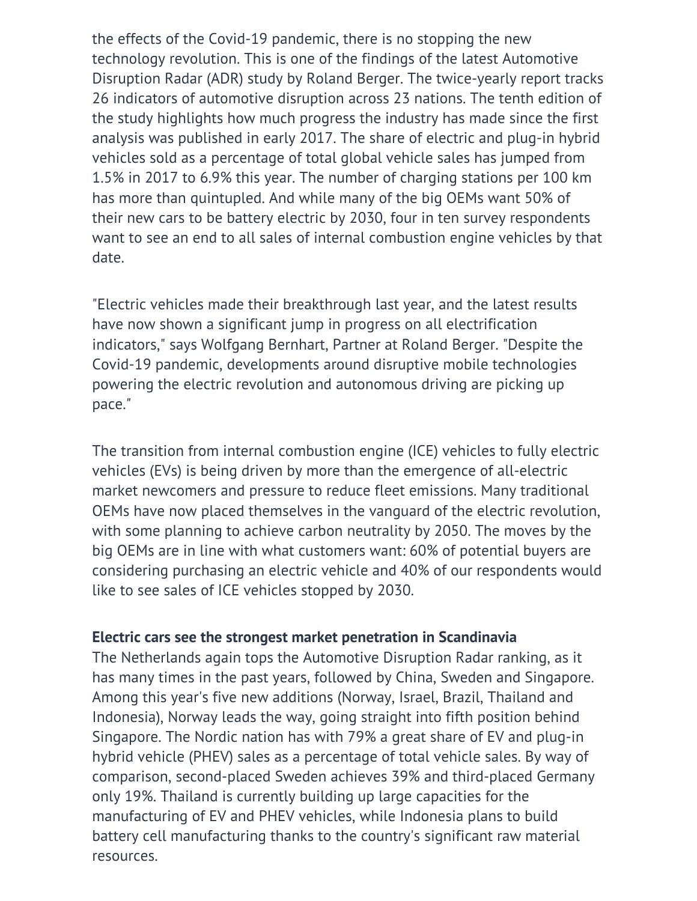the effects of the Covid-19 pandemic, there is no stopping the new technology revolution. This is one of the findings of the latest Automotive Disruption Radar (ADR) study by Roland Berger. The twice-yearly report tracks 26 indicators of automotive disruption across 23 nations. The tenth edition of the study highlights how much progress the industry has made since the first analysis was published in early 2017. The share of electric and plug-in hybrid vehicles sold as a percentage of total global vehicle sales has jumped from 1.5% in 2017 to 6.9% this year. The number of charging stations per 100 km has more than quintupled. And while many of the big OEMs want 50% of their new cars to be battery electric by 2030, four in ten survey respondents want to see an end to all sales of internal combustion engine vehicles by that date.

"Electric vehicles made their breakthrough last year, and the latest results have now shown a significant jump in progress on all electrification indicators," says Wolfgang Bernhart, Partner at Roland Berger. "Despite the Covid-19 pandemic, developments around disruptive mobile technologies powering the electric revolution and autonomous driving are picking up pace."

The transition from internal combustion engine (ICE) vehicles to fully electric vehicles (EVs) is being driven by more than the emergence of all-electric market newcomers and pressure to reduce fleet emissions. Many traditional OEMs have now placed themselves in the vanguard of the electric revolution, with some planning to achieve carbon neutrality by 2050. The moves by the big OEMs are in line with what customers want: 60% of potential buyers are considering purchasing an electric vehicle and 40% of our respondents would like to see sales of ICE vehicles stopped by 2030.

**Electric cars see the strongest market penetration in Scandinavia**

The Netherlands again tops the Automotive Disruption Radar ranking, as it has many times in the past years, followed by China, Sweden and Singapore. Among this year's five new additions (Norway, Israel, Brazil, Thailand and Indonesia), Norway leads the way, going straight into fifth position behind Singapore. The Nordic nation has with 79% a great share of EV and plug-in hybrid vehicle (PHEV) sales as a percentage of total vehicle sales. By way of comparison, second-placed Sweden achieves 39% and third-placed Germany only 19%. Thailand is currently building up large capacities for the manufacturing of EV and PHEV vehicles, while Indonesia plans to build battery cell manufacturing thanks to the country's significant raw material resources.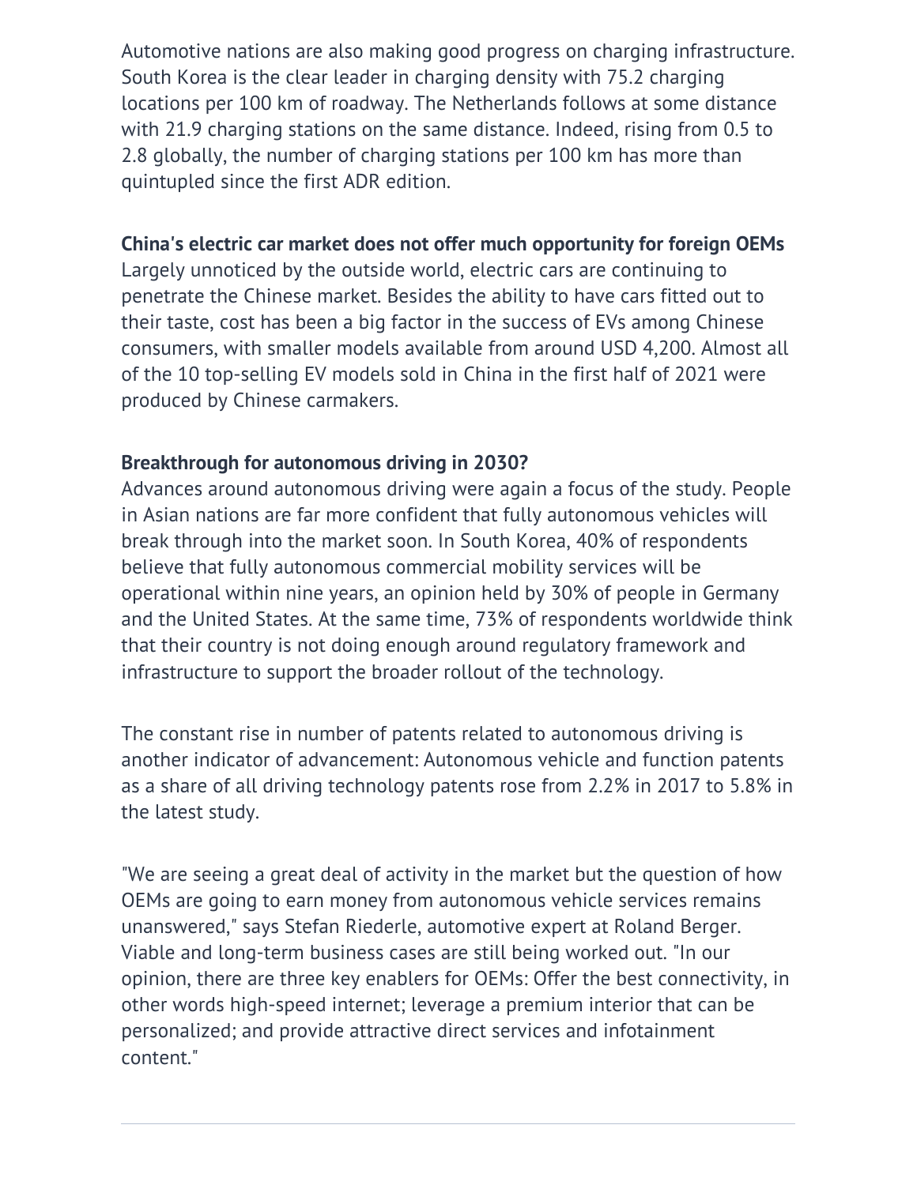Automotive nations are also making good progress on charging infrastructure. South Korea is the clear leader in charging density with 75.2 charging locations per 100 km of roadway. The Netherlands follows at some distance with 21.9 charging stations on the same distance. Indeed, rising from 0.5 to 2.8 globally, the number of charging stations per 100 km has more than quintupled since the first ADR edition.

**China's electric car market does not offer much opportunity for foreign OEMs**
Largely unnoticed by the outside world, electric cars are continuing to penetrate the Chinese market. Besides the ability to have cars fitted out to their taste, cost has been a big factor in the success of EVs among Chinese consumers, with smaller models available from around USD 4,200. Almost all of the 10 top-selling EV models sold in China in the first half of 2021 were produced by Chinese carmakers.

**Breakthrough for autonomous driving in 2030?**
Advances around autonomous driving were again a focus of the study. People in Asian nations are far more confident that fully autonomous vehicles will break through into the market soon. In South Korea, 40% of respondents believe that fully autonomous commercial mobility services will be operational within nine years, an opinion held by 30% of people in Germany and the United States. At the same time, 73% of respondents worldwide think that their country is not doing enough around regulatory framework and infrastructure to support the broader rollout of the technology.

The constant rise in number of patents related to autonomous driving is another indicator of advancement: Autonomous vehicle and function patents as a share of all driving technology patents rose from 2.2% in 2017 to 5.8% in the latest study.

"We are seeing a great deal of activity in the market but the question of how OEMs are going to earn money from autonomous vehicle services remains unanswered," says Stefan Riederle, automotive expert at Roland Berger. Viable and long-term business cases are still being worked out. "In our opinion, there are three key enablers for OEMs: Offer the best connectivity, in other words high-speed internet; leverage a premium interior that can be personalized; and provide attractive direct services and infotainment content."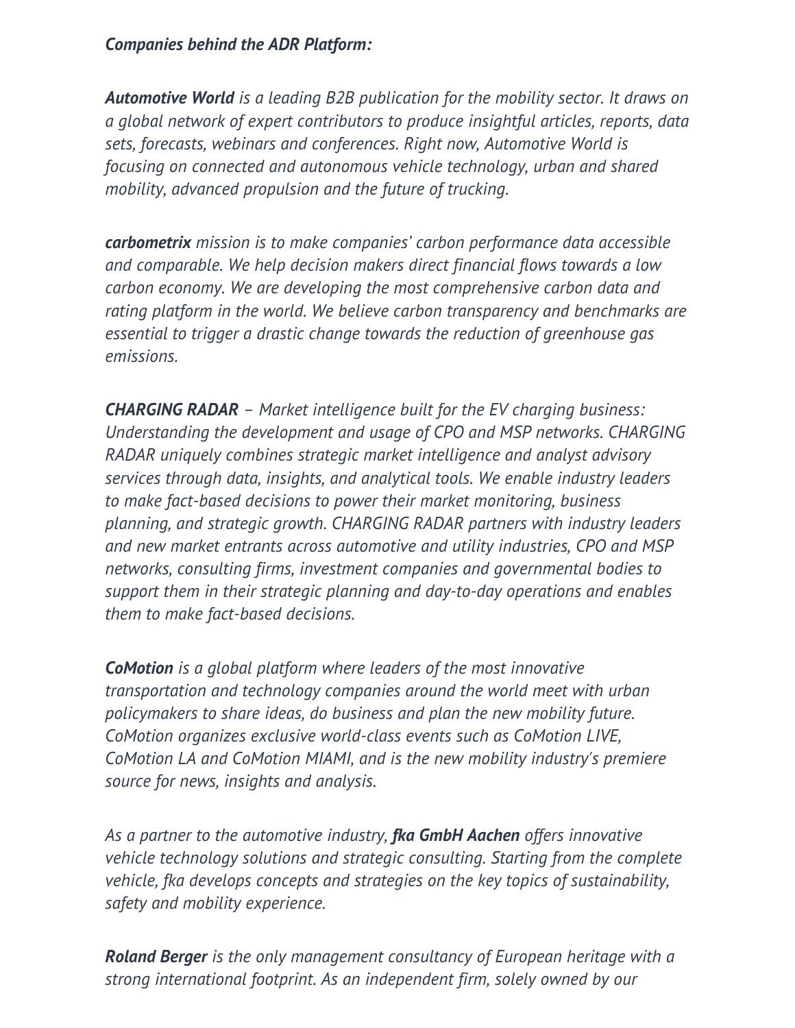***Companies behind the ADR Platform:***

***Automotive World*** *is a leading B2B publication for the mobility sector. It draws on a global network of expert contributors to produce insightful articles, reports, data sets, forecasts, webinars and conferences. Right now, Automotive World is focusing on connected and autonomous vehicle technology, urban and shared mobility, advanced propulsion and the future of trucking.*

***carbometrix*** *mission is to make companies' carbon performance data accessible and comparable. We help decision makers direct financial flows towards a low carbon economy. We are developing the most comprehensive carbon data and rating platform in the world. We believe carbon transparency and benchmarks are essential to trigger a drastic change towards the reduction of greenhouse gas emissions.*

***CHARGING RADAR*** *– Market intelligence built for the EV charging business: Understanding the development and usage of CPO and MSP networks. CHARGING RADAR uniquely combines strategic market intelligence and analyst advisory services through data, insights, and analytical tools. We enable industry leaders to make fact-based decisions to power their market monitoring, business planning, and strategic growth. CHARGING RADAR partners with industry leaders and new market entrants across automotive and utility industries, CPO and MSP networks, consulting firms, investment companies and governmental bodies to support them in their strategic planning and day-to-day operations and enables them to make fact-based decisions.*

***CoMotion*** *is a global platform where leaders of the most innovative transportation and technology companies around the world meet with urban policymakers to share ideas, do business and plan the new mobility future. CoMotion organizes exclusive world-class events such as CoMotion LIVE, CoMotion LA and CoMotion MIAMI, and is the new mobility industry's premiere source for news, insights and analysis.*

*As a partner to the automotive industry,* ***fka GmbH Aachen*** *offers innovative vehicle technology solutions and strategic consulting. Starting from the complete vehicle, fka develops concepts and strategies on the key topics of sustainability, safety and mobility experience.*

***Roland Berger*** *is the only management consultancy of European heritage with a strong international footprint. As an independent firm, solely owned by our*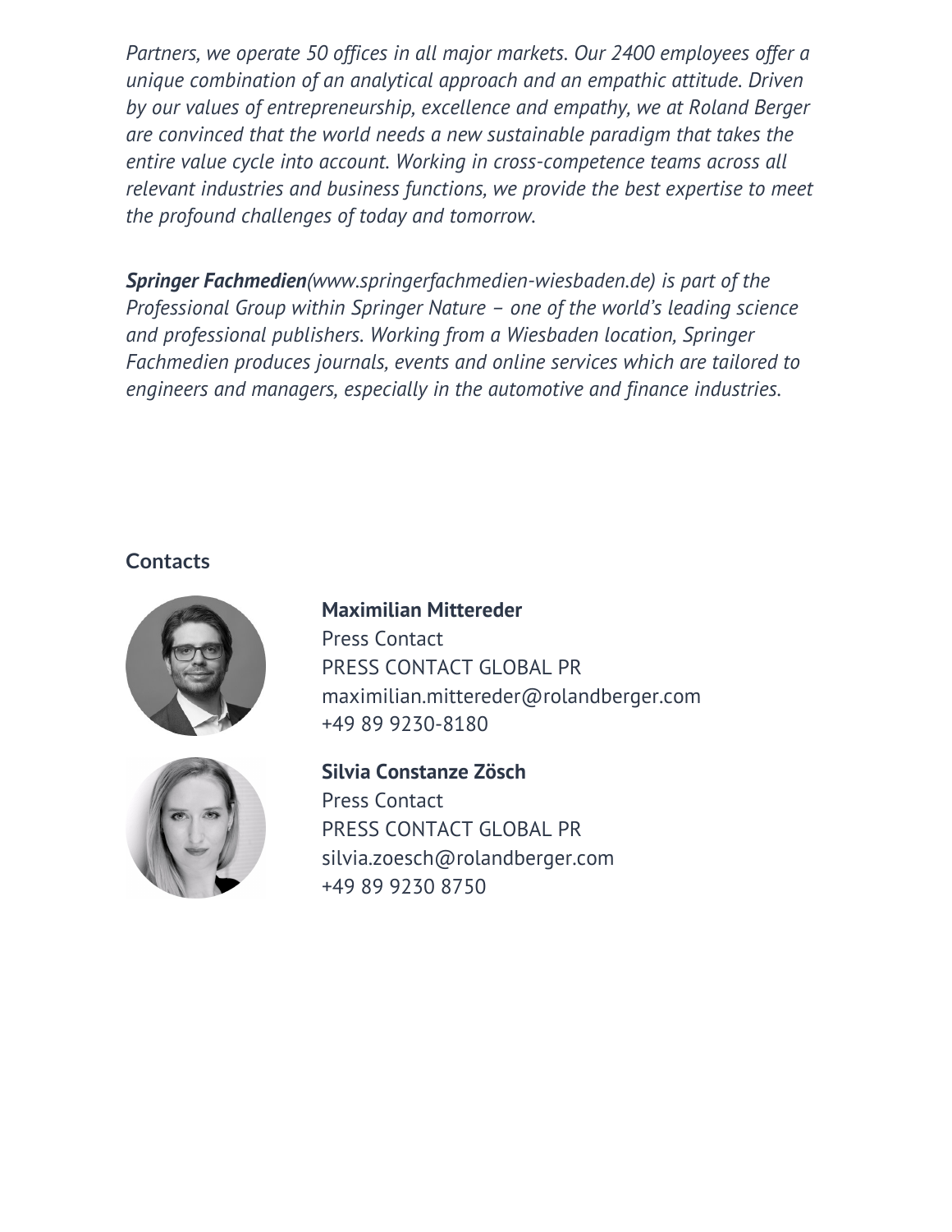*Partners, we operate 50 offices in all major markets. Our 2400 employees offer a unique combination of an analytical approach and an empathic attitude. Driven by our values of entrepreneurship, excellence and empathy, we at Roland Berger are convinced that the world needs a new sustainable paradigm that takes the entire value cycle into account. Working in cross-competence teams across all relevant industries and business functions, we provide the best expertise to meet the profound challenges of today and tomorrow.*

***Springer Fachmedien****(www.springerfachmedien-wiesbaden.de) is part of the Professional Group within Springer Nature – one of the world's leading science and professional publishers. Working from a Wiesbaden location, Springer Fachmedien produces journals, events and online services which are tailored to engineers and managers, especially in the automotive and finance industries.*

## Contacts

**Maximilian Mittereder**
Press Contact
PRESS CONTACT GLOBAL PR
maximilian.mittereder@rolandberger.com
+49 89 9230-8180

**Silvia Constanze Zösch**
Press Contact
PRESS CONTACT GLOBAL PR
silvia.zoesch@rolandberger.com
+49 89 9230 8750